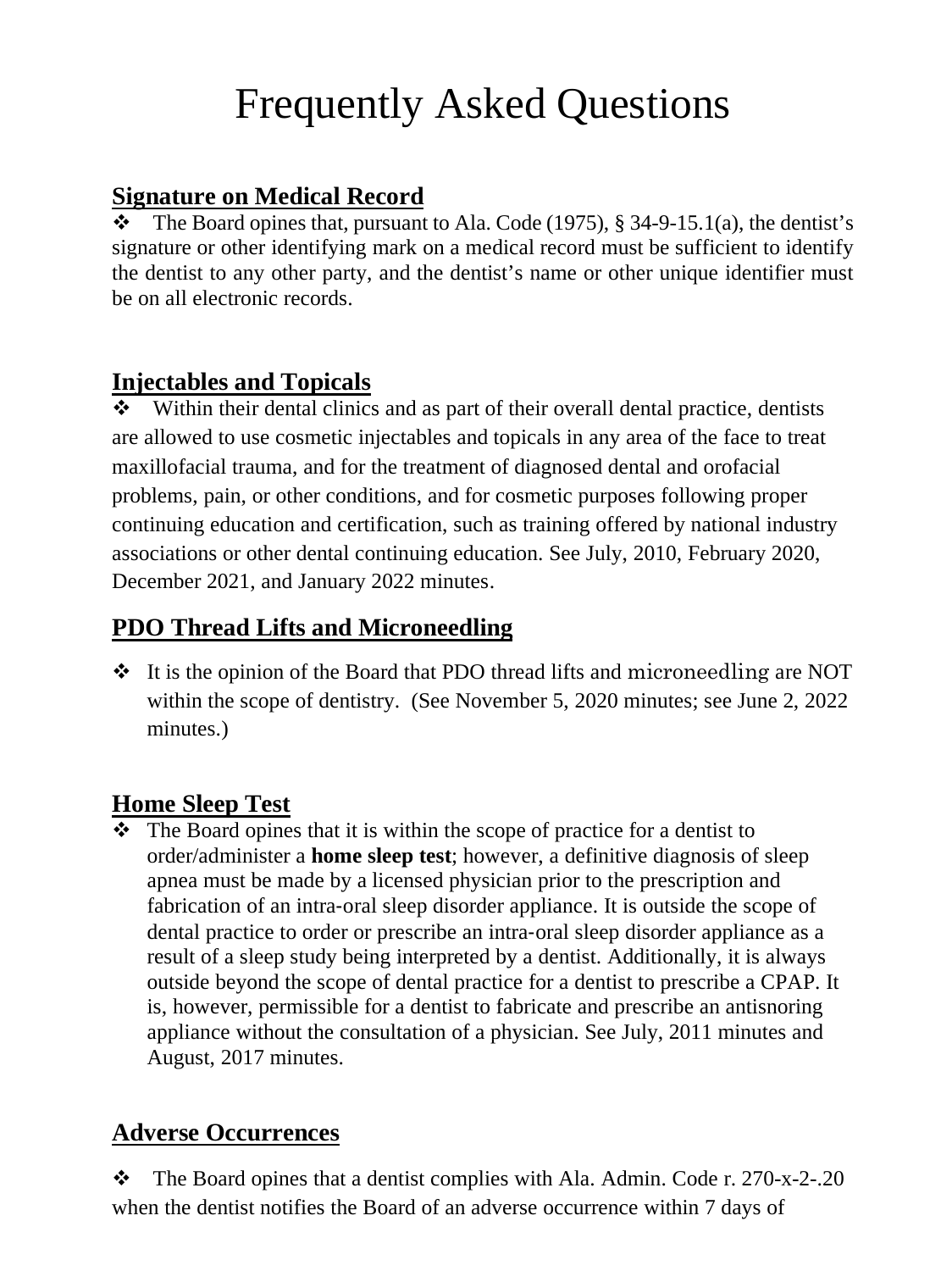# Frequently Asked Questions

## Signature on Medical Record

- The Board opines that, pursuant to Ala. Code (1975), § 34-9-15.1(a), the dentist's signature or other identifying mark on a medical record must be sufficient to identify the dentist to any other party, and the dentist's name or other unique identifier must be on all electronic records.

## Injectables and Topicals

- Within their dental clinics and as part of their overall dental practice, dentists are allowed to use cosmetic injectables and topicals in any area of the face to treat maxillofacial trauma, and for the treatment of diagnosed dental and orofacial problems, pain, or other conditions, and for cosmetic purposes following proper continuing education and certification, such as training offered by national industry associations or other dental continuing education. See July, 2010, February 2020, December 2021, and January 2022 minutes.

## PDO Thread Lifts and Microneedling

- It is the opinion of the Board that PDO thread lifts and microneedling are NOT within the scope of dentistry. (See November 5, 2020 minutes; see June 2, 2022 minutes.)

## Home Sleep Test

- The Board opines that it is within the scope of practice for a dentist to order/administer a **home sleep test**; however, a definitive diagnosis of sleep apnea must be made by a licensed physician prior to the prescription and fabrication of an intra-oral sleep disorder appliance. It is outside the scope of dental practice to order or prescribe an intra-oral sleep disorder appliance as a result of a sleep study being interpreted by a dentist. Additionally, it is always outside beyond the scope of dental practice for a dentist to prescribe a CPAP. It is, however, permissible for a dentist to fabricate and prescribe an antisnoring appliance without the consultation of a physician. See July, 2011 minutes and August, 2017 minutes.

## Adverse Occurrences

- The Board opines that a dentist complies with Ala. Admin. Code r. 270-x-2-.20 when the dentist notifies the Board of an adverse occurrence within 7 days of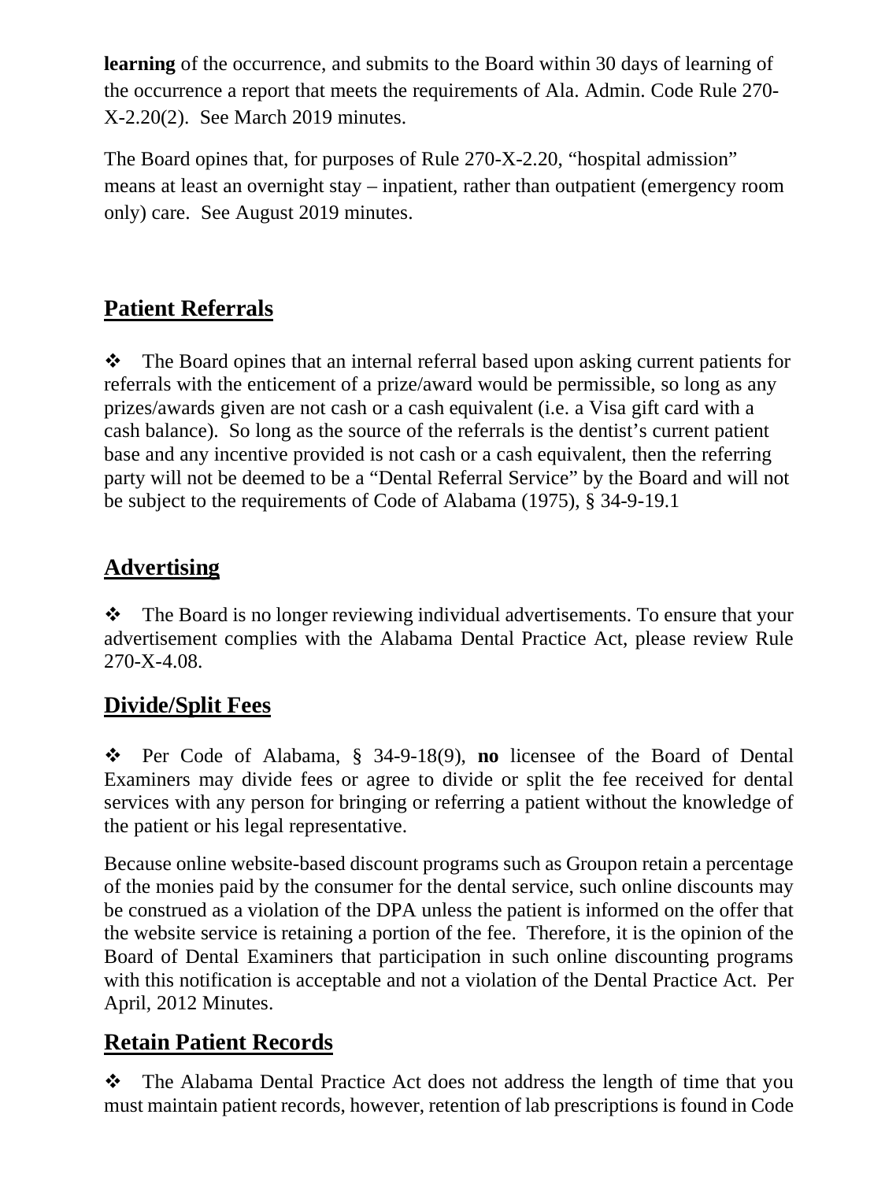**learning** of the occurrence, and submits to the Board within 30 days of learning of the occurrence a report that meets the requirements of Ala. Admin. Code Rule 270-X-2.20(2). See March 2019 minutes.

The Board opines that, for purposes of Rule 270-X-2.20, "hospital admission" means at least an overnight stay – inpatient, rather than outpatient (emergency room only) care. See August 2019 minutes.

## Patient Referrals

❖ The Board opines that an internal referral based upon asking current patients for referrals with the enticement of a prize/award would be permissible, so long as any prizes/awards given are not cash or a cash equivalent (i.e. a Visa gift card with a cash balance). So long as the source of the referrals is the dentist's current patient base and any incentive provided is not cash or a cash equivalent, then the referring party will not be deemed to be a "Dental Referral Service" by the Board and will not be subject to the requirements of Code of Alabama (1975), § 34-9-19.1

## Advertising

❖ The Board is no longer reviewing individual advertisements. To ensure that your advertisement complies with the Alabama Dental Practice Act, please review Rule 270-X-4.08.

## Divide/Split Fees

❖ Per Code of Alabama, § 34-9-18(9), **no** licensee of the Board of Dental Examiners may divide fees or agree to divide or split the fee received for dental services with any person for bringing or referring a patient without the knowledge of the patient or his legal representative.

Because online website-based discount programs such as Groupon retain a percentage of the monies paid by the consumer for the dental service, such online discounts may be construed as a violation of the DPA unless the patient is informed on the offer that the website service is retaining a portion of the fee. Therefore, it is the opinion of the Board of Dental Examiners that participation in such online discounting programs with this notification is acceptable and not a violation of the Dental Practice Act. Per April, 2012 Minutes.

## Retain Patient Records

❖ The Alabama Dental Practice Act does not address the length of time that you must maintain patient records, however, retention of lab prescriptions is found in Code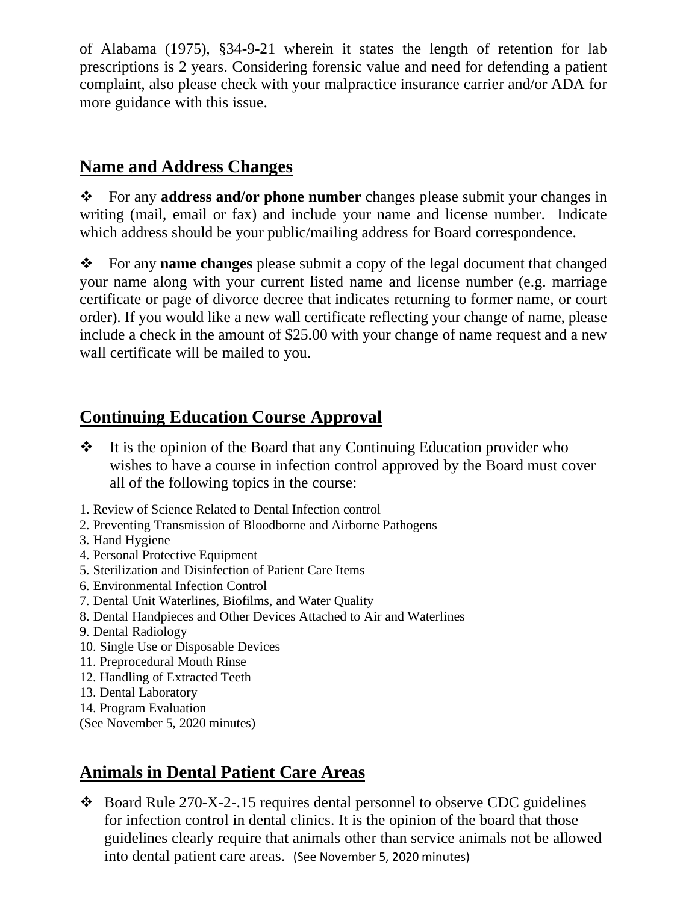of Alabama (1975), §34-9-21 wherein it states the length of retention for lab prescriptions is 2 years. Considering forensic value and need for defending a patient complaint, also please check with your malpractice insurance carrier and/or ADA for more guidance with this issue.

## Name and Address Changes

- For any **address and/or phone number** changes please submit your changes in writing (mail, email or fax) and include your name and license number. Indicate which address should be your public/mailing address for Board correspondence.

- For any **name changes** please submit a copy of the legal document that changed your name along with your current listed name and license number (e.g. marriage certificate or page of divorce decree that indicates returning to former name, or court order). If you would like a new wall certificate reflecting your change of name, please include a check in the amount of $25.00 with your change of name request and a new wall certificate will be mailed to you.

## Continuing Education Course Approval

- It is the opinion of the Board that any Continuing Education provider who wishes to have a course in infection control approved by the Board must cover all of the following topics in the course:

1. Review of Science Related to Dental Infection control
2. Preventing Transmission of Bloodborne and Airborne Pathogens
3. Hand Hygiene
4. Personal Protective Equipment
5. Sterilization and Disinfection of Patient Care Items
6. Environmental Infection Control
7. Dental Unit Waterlines, Biofilms, and Water Quality
8. Dental Handpieces and Other Devices Attached to Air and Waterlines
9. Dental Radiology
10. Single Use or Disposable Devices
11. Preprocedural Mouth Rinse
12. Handling of Extracted Teeth
13. Dental Laboratory
14. Program Evaluation

(See November 5, 2020 minutes)

## Animals in Dental Patient Care Areas

- Board Rule 270-X-2-.15 requires dental personnel to observe CDC guidelines for infection control in dental clinics. It is the opinion of the board that those guidelines clearly require that animals other than service animals not be allowed into dental patient care areas. (See November 5, 2020 minutes)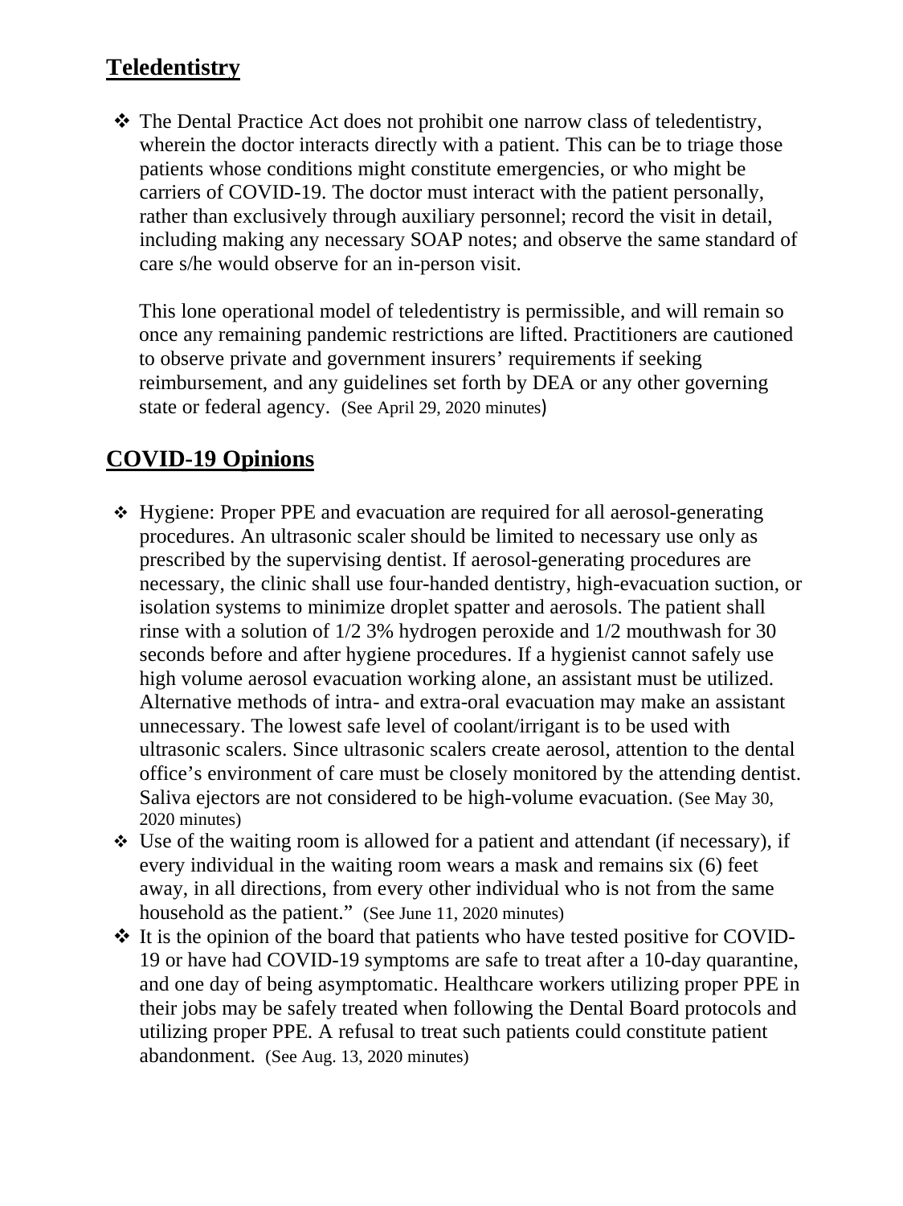## Teledentistry

- The Dental Practice Act does not prohibit one narrow class of teledentistry, wherein the doctor interacts directly with a patient. This can be to triage those patients whose conditions might constitute emergencies, or who might be carriers of COVID-19. The doctor must interact with the patient personally, rather than exclusively through auxiliary personnel; record the visit in detail, including making any necessary SOAP notes; and observe the same standard of care s/he would observe for an in-person visit.

  This lone operational model of teledentistry is permissible, and will remain so once any remaining pandemic restrictions are lifted. Practitioners are cautioned to observe private and government insurers' requirements if seeking reimbursement, and any guidelines set forth by DEA or any other governing state or federal agency. (See April 29, 2020 minutes)

## COVID-19 Opinions

- Hygiene: Proper PPE and evacuation are required for all aerosol-generating procedures. An ultrasonic scaler should be limited to necessary use only as prescribed by the supervising dentist. If aerosol-generating procedures are necessary, the clinic shall use four-handed dentistry, high-evacuation suction, or isolation systems to minimize droplet spatter and aerosols. The patient shall rinse with a solution of 1/2 3% hydrogen peroxide and 1/2 mouthwash for 30 seconds before and after hygiene procedures. If a hygienist cannot safely use high volume aerosol evacuation working alone, an assistant must be utilized. Alternative methods of intra- and extra-oral evacuation may make an assistant unnecessary. The lowest safe level of coolant/irrigant is to be used with ultrasonic scalers. Since ultrasonic scalers create aerosol, attention to the dental office's environment of care must be closely monitored by the attending dentist. Saliva ejectors are not considered to be high-volume evacuation. (See May 30, 2020 minutes)
- Use of the waiting room is allowed for a patient and attendant (if necessary), if every individual in the waiting room wears a mask and remains six (6) feet away, in all directions, from every other individual who is not from the same household as the patient." (See June 11, 2020 minutes)
- It is the opinion of the board that patients who have tested positive for COVID-19 or have had COVID-19 symptoms are safe to treat after a 10-day quarantine, and one day of being asymptomatic. Healthcare workers utilizing proper PPE in their jobs may be safely treated when following the Dental Board protocols and utilizing proper PPE. A refusal to treat such patients could constitute patient abandonment. (See Aug. 13, 2020 minutes)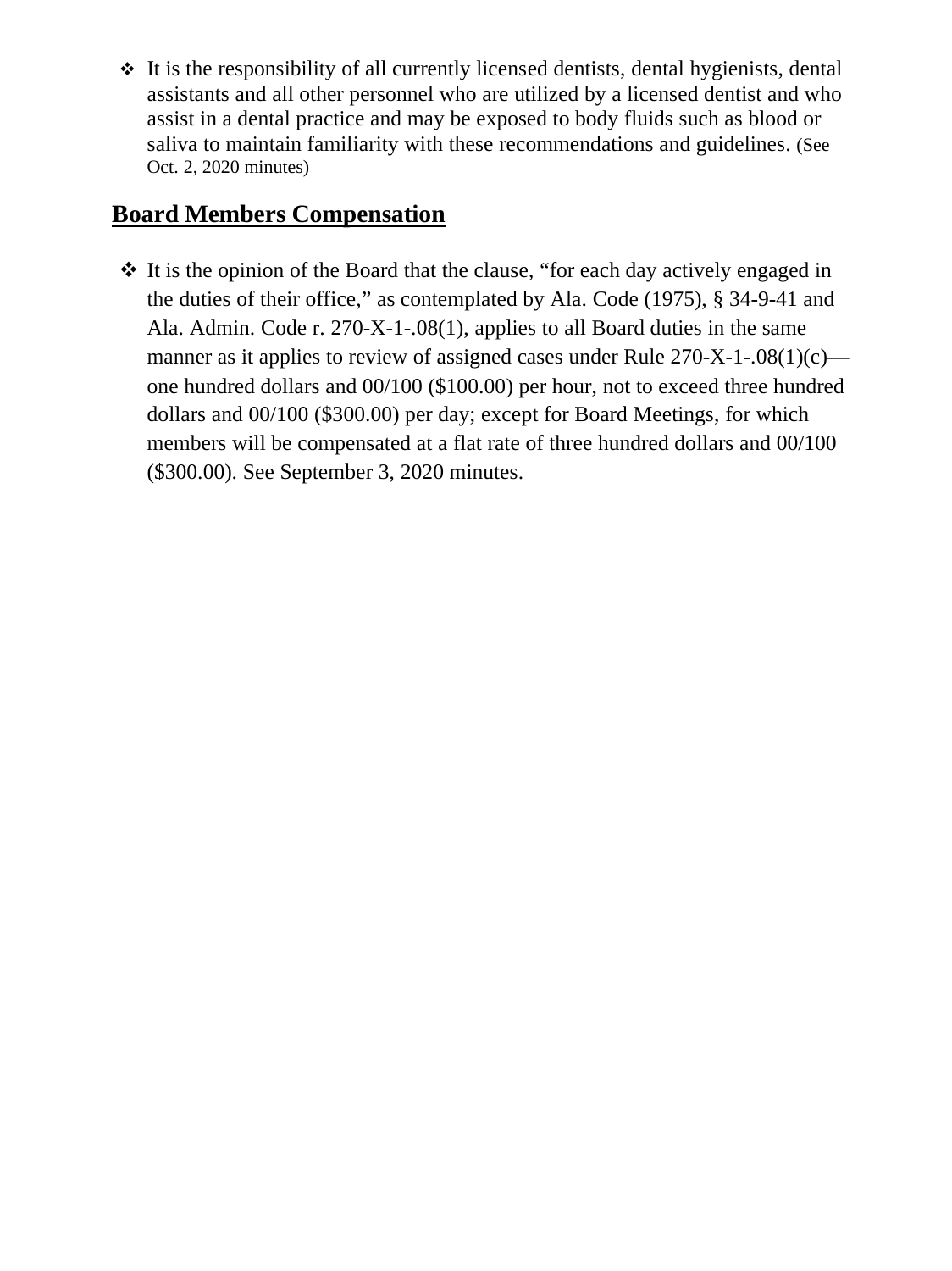- It is the responsibility of all currently licensed dentists, dental hygienists, dental assistants and all other personnel who are utilized by a licensed dentist and who assist in a dental practice and may be exposed to body fluids such as blood or saliva to maintain familiarity with these recommendations and guidelines. (See Oct. 2, 2020 minutes)

## Board Members Compensation

- It is the opinion of the Board that the clause, "for each day actively engaged in the duties of their office," as contemplated by Ala. Code (1975), § 34-9-41 and Ala. Admin. Code r. 270-X-1-.08(1), applies to all Board duties in the same manner as it applies to review of assigned cases under Rule 270-X-1-.08(1)(c)—one hundred dollars and 00/100 ($100.00) per hour, not to exceed three hundred dollars and 00/100 ($300.00) per day; except for Board Meetings, for which members will be compensated at a flat rate of three hundred dollars and 00/100 ($300.00). See September 3, 2020 minutes.